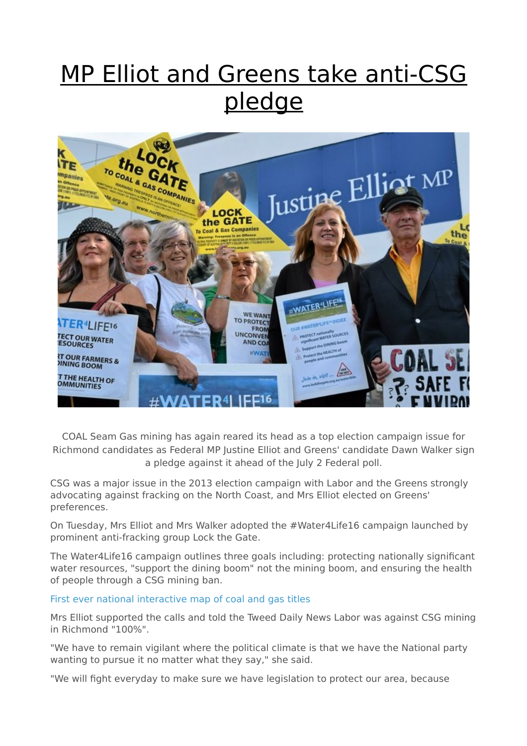# MP Elliot and Greens take anti-CSG pledge

COAL Seam Gas mining has again reared its head as a top election campaign issue for Richmond candidates as Federal MP Justine Elliot and Greens' candidate Dawn Walker sign a pledge against it ahead of the July 2 Federal poll.

CSG was a major issue in the 2013 election campaign with Labor and the Greens strongly advocating against fracking on the North Coast, and Mrs Elliot elected on Greens' preferences.

On Tuesday, Mrs Elliot and Mrs Walker adopted the #Water4Life16 campaign launched by prominent anti-fracking group Lock the Gate.

The Water4Life16 campaign outlines three goals including: protecting nationally significant water resources, "support the dining boom" not the mining boom, and ensuring the health of people through a CSG mining ban.

First ever national interactive map of coal and gas titles

Mrs Elliot supported the calls and told the Tweed Daily News Labor was against CSG mining in Richmond "100%".

"We have to remain vigilant where the political climate is that we have the National party wanting to pursue it no matter what they say," she said.

"We will fight everyday to make sure we have legislation to protect our area, because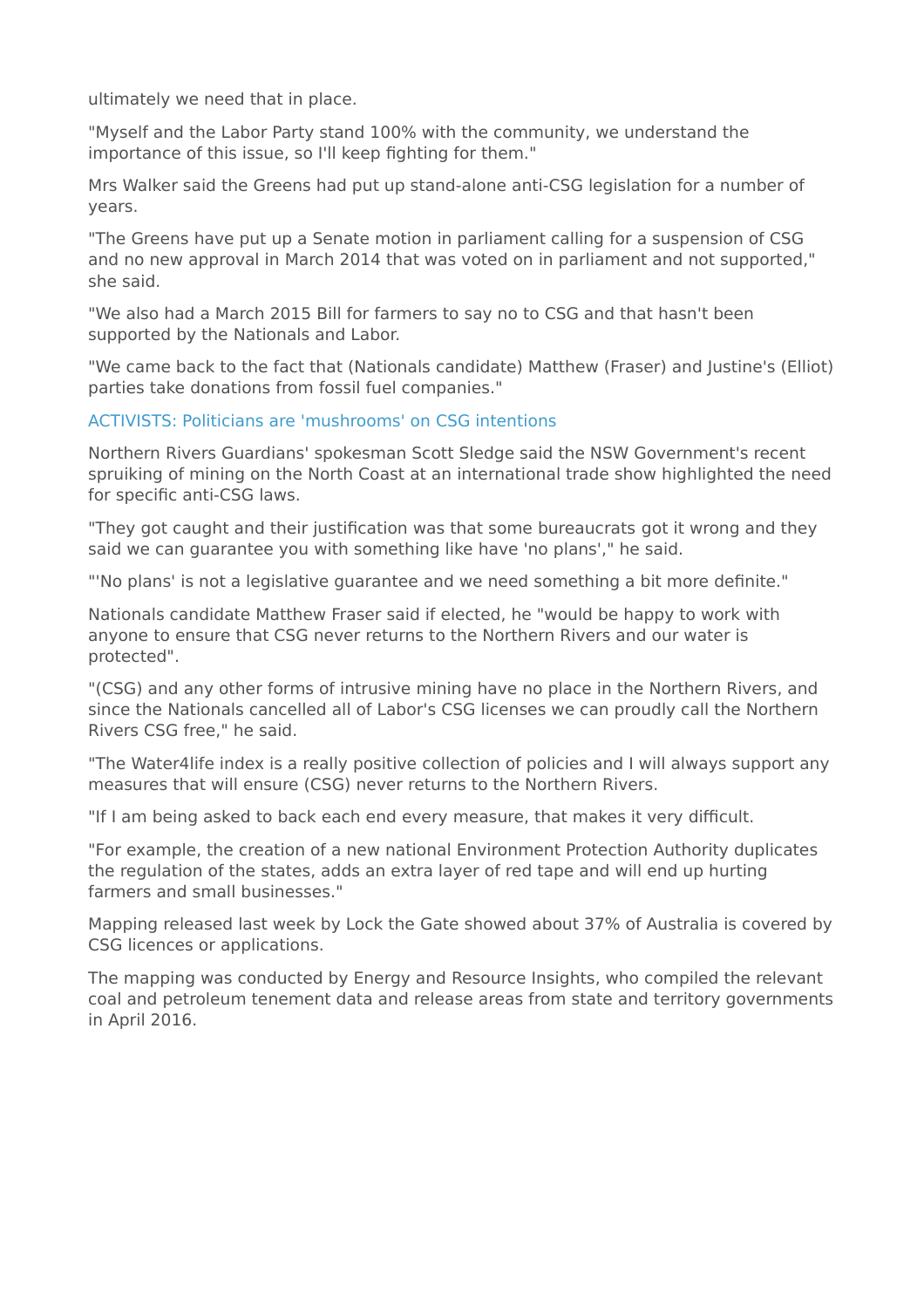ultimately we need that in place.

"Myself and the Labor Party stand 100% with the community, we understand the importance of this issue, so I'll keep fighting for them."

Mrs Walker said the Greens had put up stand-alone anti-CSG legislation for a number of years.

"The Greens have put up a Senate motion in parliament calling for a suspension of CSG and no new approval in March 2014 that was voted on in parliament and not supported," she said.

"We also had a March 2015 Bill for farmers to say no to CSG and that hasn't been supported by the Nationals and Labor.

"We came back to the fact that (Nationals candidate) Matthew (Fraser) and Justine's (Elliot) parties take donations from fossil fuel companies."

ACTIVISTS: Politicians are 'mushrooms' on CSG intentions

Northern Rivers Guardians' spokesman Scott Sledge said the NSW Government's recent spruiking of mining on the North Coast at an international trade show highlighted the need for specific anti-CSG laws.

"They got caught and their justification was that some bureaucrats got it wrong and they said we can guarantee you with something like have 'no plans'," he said.

"'No plans' is not a legislative guarantee and we need something a bit more definite."

Nationals candidate Matthew Fraser said if elected, he "would be happy to work with anyone to ensure that CSG never returns to the Northern Rivers and our water is protected".

"(CSG) and any other forms of intrusive mining have no place in the Northern Rivers, and since the Nationals cancelled all of Labor's CSG licenses we can proudly call the Northern Rivers CSG free," he said.

"The Water4life index is a really positive collection of policies and I will always support any measures that will ensure (CSG) never returns to the Northern Rivers.

"If I am being asked to back each end every measure, that makes it very difficult.

"For example, the creation of a new national Environment Protection Authority duplicates the regulation of the states, adds an extra layer of red tape and will end up hurting farmers and small businesses."

Mapping released last week by Lock the Gate showed about 37% of Australia is covered by CSG licences or applications.

The mapping was conducted by Energy and Resource Insights, who compiled the relevant coal and petroleum tenement data and release areas from state and territory governments in April 2016.